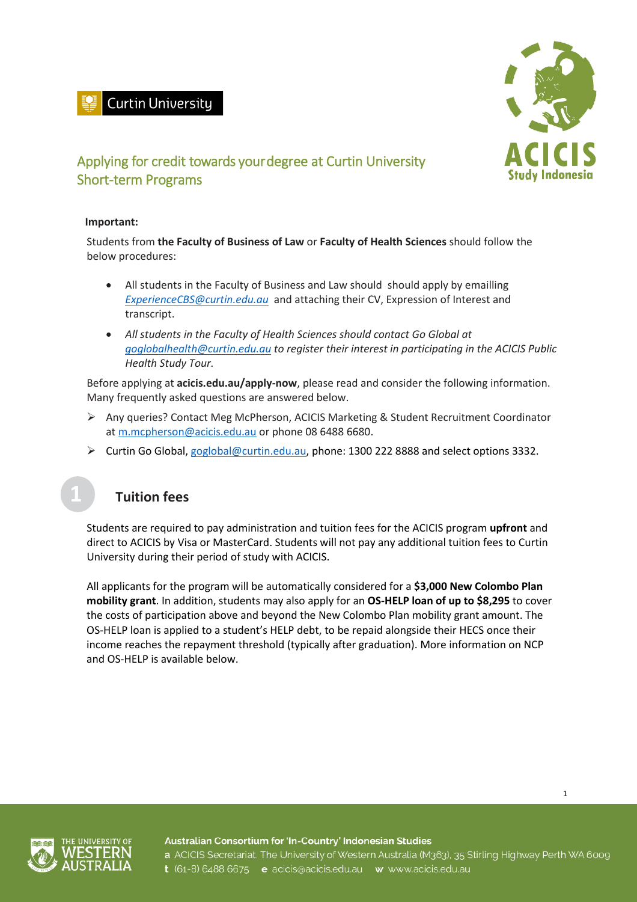Curtin University

ACICIS Study Indonesia

# Applying for credit towards your degree at Curtin University Short-term Programs

**Important:**

Students from **the Faculty of Business of Law** or **Faculty of Health Sciences** should follow the below procedures:

- All students in the Faculty of Business and Law should  should apply by emailling *ExperienceCBS@curtin.edu.au* and attaching their CV, Expression of Interest and transcript.
- *All students in the Faculty of Health Sciences should contact Go Global at goglobalhealth@curtin.edu.au to register their interest in participating in the ACICIS Public Health Study Tour.*

Before applying at **acicis.edu.au/apply-now**, please read and consider the following information. Many frequently asked questions are answered below.

- Any queries? Contact Meg McPherson, ACICIS Marketing & Student Recruitment Coordinator at m.mcpherson@acicis.edu.au or phone 08 6488 6680.
- Curtin Go Global, goglobal@curtin.edu.au, phone: 1300 222 8888 and select options 3332.

## 1 Tuition fees

Students are required to pay administration and tuition fees for the ACICIS program **upfront** and direct to ACICIS by Visa or MasterCard. Students will not pay any additional tuition fees to Curtin University during their period of study with ACICIS.

All applicants for the program will be automatically considered for a **$3,000 New Colombo Plan mobility grant**. In addition, students may also apply for an **OS-HELP loan of up to $8,295** to cover the costs of participation above and beyond the New Colombo Plan mobility grant amount. The OS-HELP loan is applied to a student's HELP debt, to be repaid alongside their HECS once their income reaches the repayment threshold (typically after graduation). More information on NCP and OS-HELP is available below.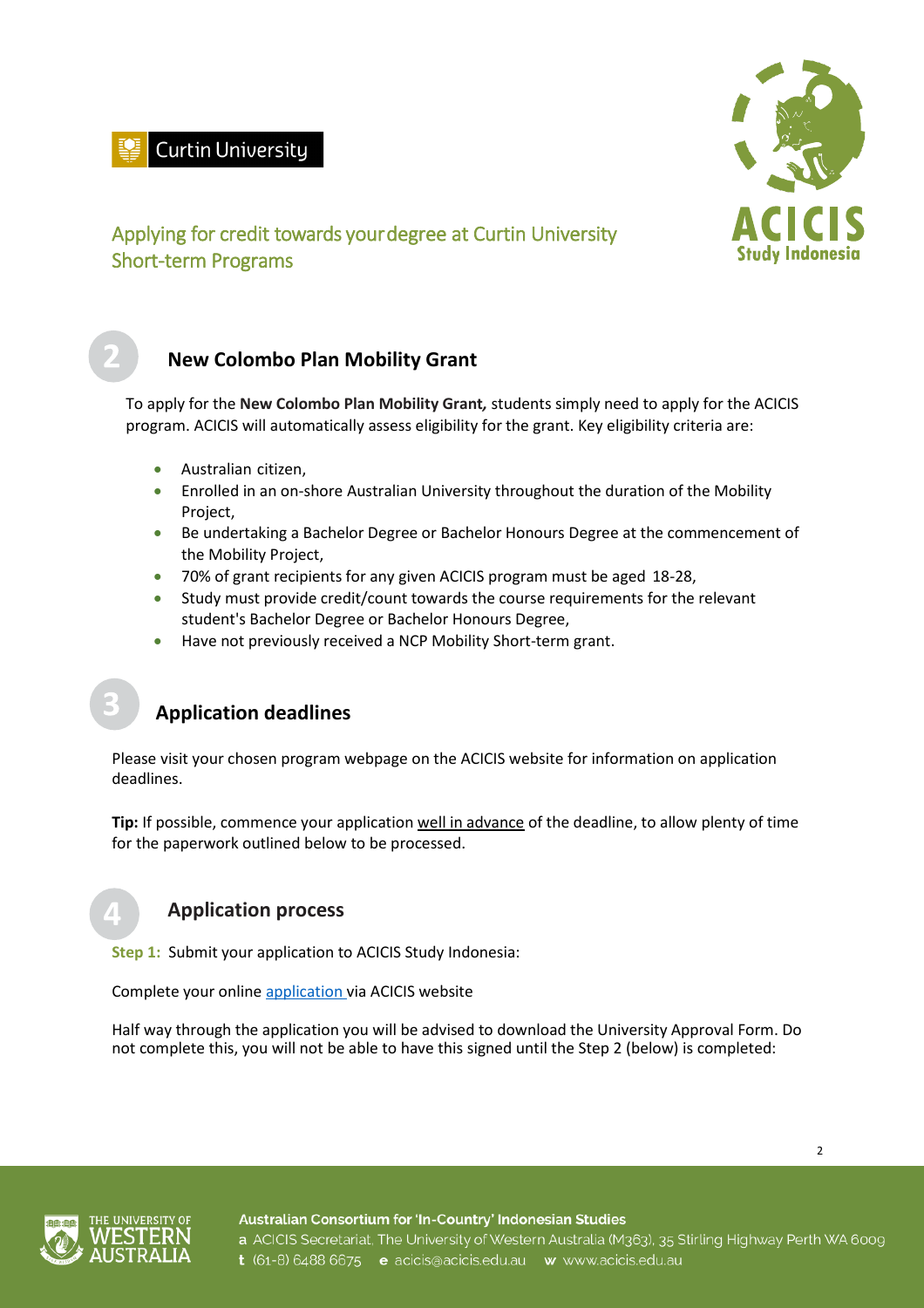Applying for credit towards your degree at Curtin University Short-term Programs

## 2 New Colombo Plan Mobility Grant

To apply for the **New Colombo Plan Mobility Grant***,* students simply need to apply for the ACICIS program. ACICIS will automatically assess eligibility for the grant. Key eligibility criteria are:

- Australian citizen,
- Enrolled in an on-shore Australian University throughout the duration of the Mobility Project,
- Be undertaking a Bachelor Degree or Bachelor Honours Degree at the commencement of the Mobility Project,
- 70% of grant recipients for any given ACICIS program must be aged 18-28,
- Study must provide credit/count towards the course requirements for the relevant student's Bachelor Degree or Bachelor Honours Degree,
- Have not previously received a NCP Mobility Short-term grant.

## 3 Application deadlines

Please visit your chosen program webpage on the ACICIS website for information on application deadlines.

**Tip:** If possible, commence your application well in advance of the deadline, to allow plenty of time for the paperwork outlined below to be processed.

## 4 Application process

**Step 1:** Submit your application to ACICIS Study Indonesia:

Complete your online application via ACICIS website

Half way through the application you will be advised to download the University Approval Form. Do not complete this, you will not be able to have this signed until the Step 2 (below) is completed: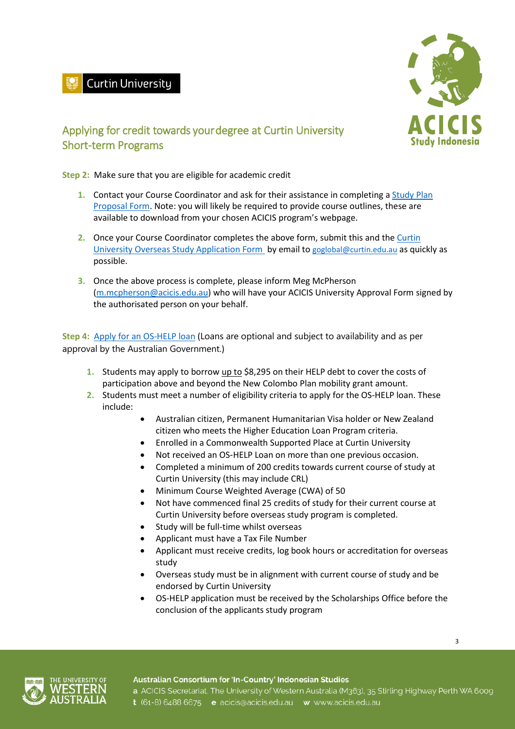## Applying for credit towards your degree at Curtin University Short-term Programs

**Step 2:** Make sure that you are eligible for academic credit

1. Contact your Course Coordinator and ask for their assistance in completing a Study Plan Proposal Form. Note: you will likely be required to provide course outlines, these are available to download from your chosen ACICIS program's webpage.
2. Once your Course Coordinator completes the above form, submit this and the Curtin University Overseas Study Application Form by email to goglobal@curtin.edu.au as quickly as possible.
3. Once the above process is complete, please inform Meg McPherson (m.mcpherson@acicis.edu.au) who will have your ACICIS University Approval Form signed by the authorisated person on your behalf.

**Step 4:** Apply for an OS-HELP loan (Loans are optional and subject to availability and as per approval by the Australian Government.)

1. Students may apply to borrow up to $8,295 on their HELP debt to cover the costs of participation above and beyond the New Colombo Plan mobility grant amount.
2. Students must meet a number of eligibility criteria to apply for the OS-HELP loan. These include:
   - Australian citizen, Permanent Humanitarian Visa holder or New Zealand citizen who meets the Higher Education Loan Program criteria.
   - Enrolled in a Commonwealth Supported Place at Curtin University
   - Not received an OS-HELP Loan on more than one previous occasion.
   - Completed a minimum of 200 credits towards current course of study at Curtin University (this may include CRL)
   - Minimum Course Weighted Average (CWA) of 50
   - Not have commenced final 25 credits of study for their current course at Curtin University before overseas study program is completed.
   - Study will be full-time whilst overseas
   - Applicant must have a Tax File Number
   - Applicant must receive credits, log book hours or accreditation for overseas study
   - Overseas study must be in alignment with current course of study and be endorsed by Curtin University
   - OS-HELP application must be received by the Scholarships Office before the conclusion of the applicants study program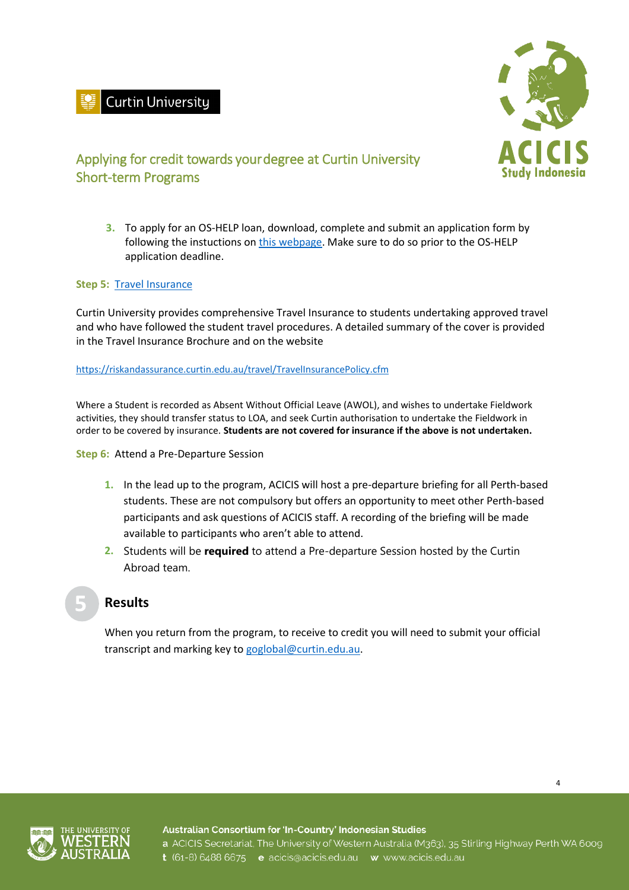3. To apply for an OS-HELP loan, download, complete and submit an application form by following the instuctions on this webpage. Make sure to do so prior to the OS-HELP application deadline.

**Step 5:** Travel Insurance

Curtin University provides comprehensive Travel Insurance to students undertaking approved travel and who have followed the student travel procedures. A detailed summary of the cover is provided in the Travel Insurance Brochure and on the website

https://riskandassurance.curtin.edu.au/travel/TravelInsurancePolicy.cfm

Where a Student is recorded as Absent Without Official Leave (AWOL), and wishes to undertake Fieldwork activities, they should transfer status to LOA, and seek Curtin authorisation to undertake the Fieldwork in order to be covered by insurance. **Students are not covered for insurance if the above is not undertaken.**

**Step 6:** Attend a Pre-Departure Session

1. In the lead up to the program, ACICIS will host a pre-departure briefing for all Perth-based students. These are not compulsory but offers an opportunity to meet other Perth-based participants and ask questions of ACICIS staff. A recording of the briefing will be made available to participants who aren't able to attend.
2. Students will be **required** to attend a Pre-departure Session hosted by the Curtin Abroad team.

## 5 Results

When you return from the program, to receive to credit you will need to submit your official transcript and marking key to goglobal@curtin.edu.au.